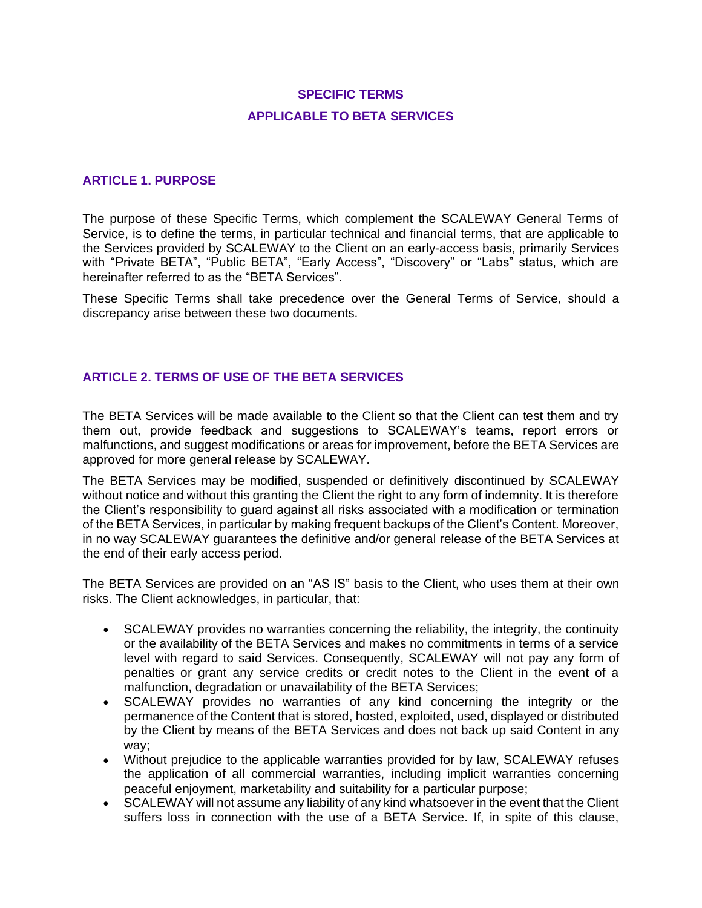# SPECIFIC TERMS APPLICABLE TO BETA SERVICES

## ARTICLE 1. PURPOSE

The purpose of these Specific Terms, which complement the SCALEWAY General Terms of Service, is to define the terms, in particular technical and financial terms, that are applicable to the Services provided by SCALEWAY to the Client on an early-access basis, primarily Services with "Private BETA", "Public BETA", "Early Access", "Discovery" or "Labs" status, which are hereinafter referred to as the "BETA Services".

These Specific Terms shall take precedence over the General Terms of Service, should a discrepancy arise between these two documents.

## ARTICLE 2. TERMS OF USE OF THE BETA SERVICES

The BETA Services will be made available to the Client so that the Client can test them and try them out, provide feedback and suggestions to SCALEWAY's teams, report errors or malfunctions, and suggest modifications or areas for improvement, before the BETA Services are approved for more general release by SCALEWAY.

The BETA Services may be modified, suspended or definitively discontinued by SCALEWAY without notice and without this granting the Client the right to any form of indemnity. It is therefore the Client's responsibility to guard against all risks associated with a modification or termination of the BETA Services, in particular by making frequent backups of the Client's Content. Moreover, in no way SCALEWAY guarantees the definitive and/or general release of the BETA Services at the end of their early access period.

The BETA Services are provided on an "AS IS" basis to the Client, who uses them at their own risks. The Client acknowledges, in particular, that:

- SCALEWAY provides no warranties concerning the reliability, the integrity, the continuity or the availability of the BETA Services and makes no commitments in terms of a service level with regard to said Services. Consequently, SCALEWAY will not pay any form of penalties or grant any service credits or credit notes to the Client in the event of a malfunction, degradation or unavailability of the BETA Services;
- SCALEWAY provides no warranties of any kind concerning the integrity or the permanence of the Content that is stored, hosted, exploited, used, displayed or distributed by the Client by means of the BETA Services and does not back up said Content in any way;
- Without prejudice to the applicable warranties provided for by law, SCALEWAY refuses the application of all commercial warranties, including implicit warranties concerning peaceful enjoyment, marketability and suitability for a particular purpose;
- SCALEWAY will not assume any liability of any kind whatsoever in the event that the Client suffers loss in connection with the use of a BETA Service. If, in spite of this clause,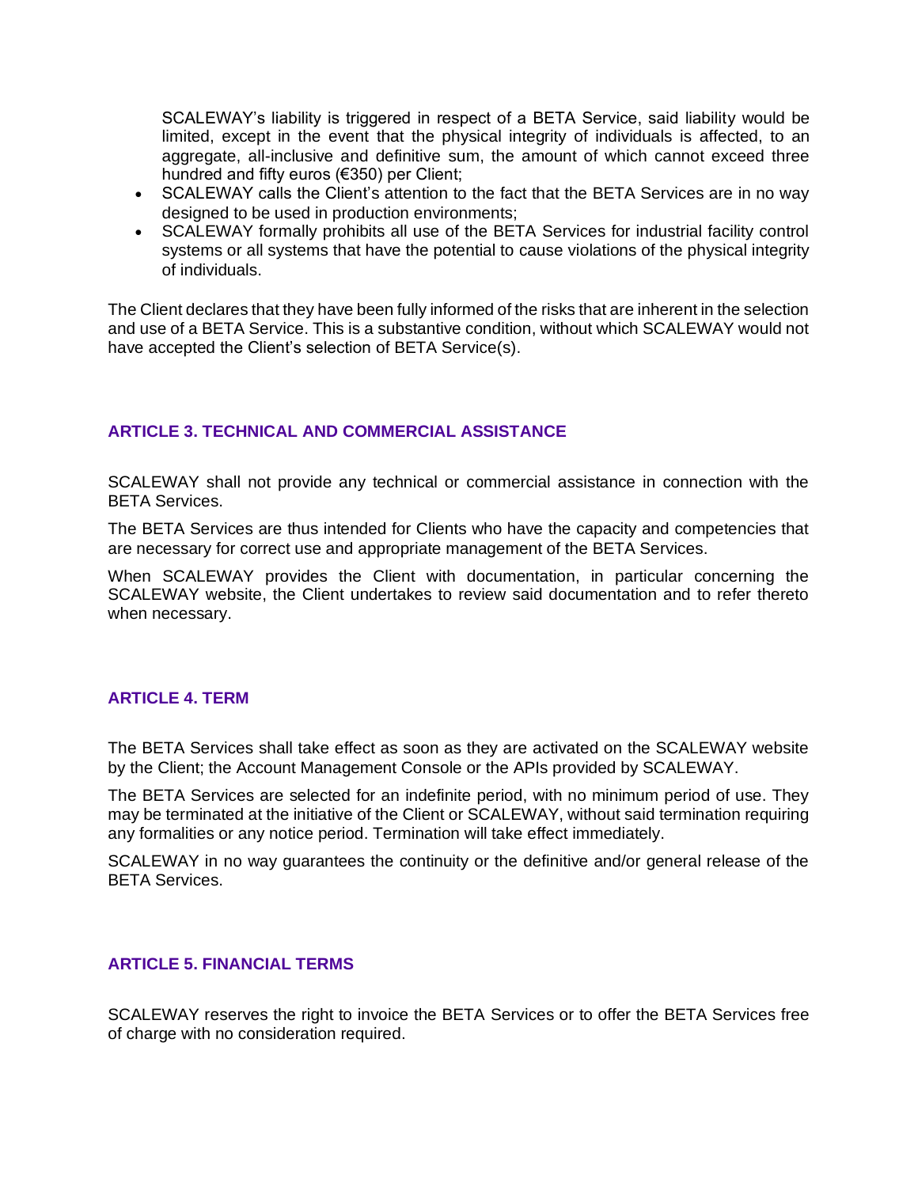SCALEWAY's liability is triggered in respect of a BETA Service, said liability would be limited, except in the event that the physical integrity of individuals is affected, to an aggregate, all-inclusive and definitive sum, the amount of which cannot exceed three hundred and fifty euros (€350) per Client;

- SCALEWAY calls the Client's attention to the fact that the BETA Services are in no way designed to be used in production environments;
- SCALEWAY formally prohibits all use of the BETA Services for industrial facility control systems or all systems that have the potential to cause violations of the physical integrity of individuals.

The Client declares that they have been fully informed of the risks that are inherent in the selection and use of a BETA Service. This is a substantive condition, without which SCALEWAY would not have accepted the Client's selection of BETA Service(s).

## ARTICLE 3. TECHNICAL AND COMMERCIAL ASSISTANCE

SCALEWAY shall not provide any technical or commercial assistance in connection with the BETA Services.

The BETA Services are thus intended for Clients who have the capacity and competencies that are necessary for correct use and appropriate management of the BETA Services.

When SCALEWAY provides the Client with documentation, in particular concerning the SCALEWAY website, the Client undertakes to review said documentation and to refer thereto when necessary.

## ARTICLE 4. TERM

The BETA Services shall take effect as soon as they are activated on the SCALEWAY website by the Client; the Account Management Console or the APIs provided by SCALEWAY.

The BETA Services are selected for an indefinite period, with no minimum period of use. They may be terminated at the initiative of the Client or SCALEWAY, without said termination requiring any formalities or any notice period. Termination will take effect immediately.

SCALEWAY in no way guarantees the continuity or the definitive and/or general release of the BETA Services.

## ARTICLE 5. FINANCIAL TERMS

SCALEWAY reserves the right to invoice the BETA Services or to offer the BETA Services free of charge with no consideration required.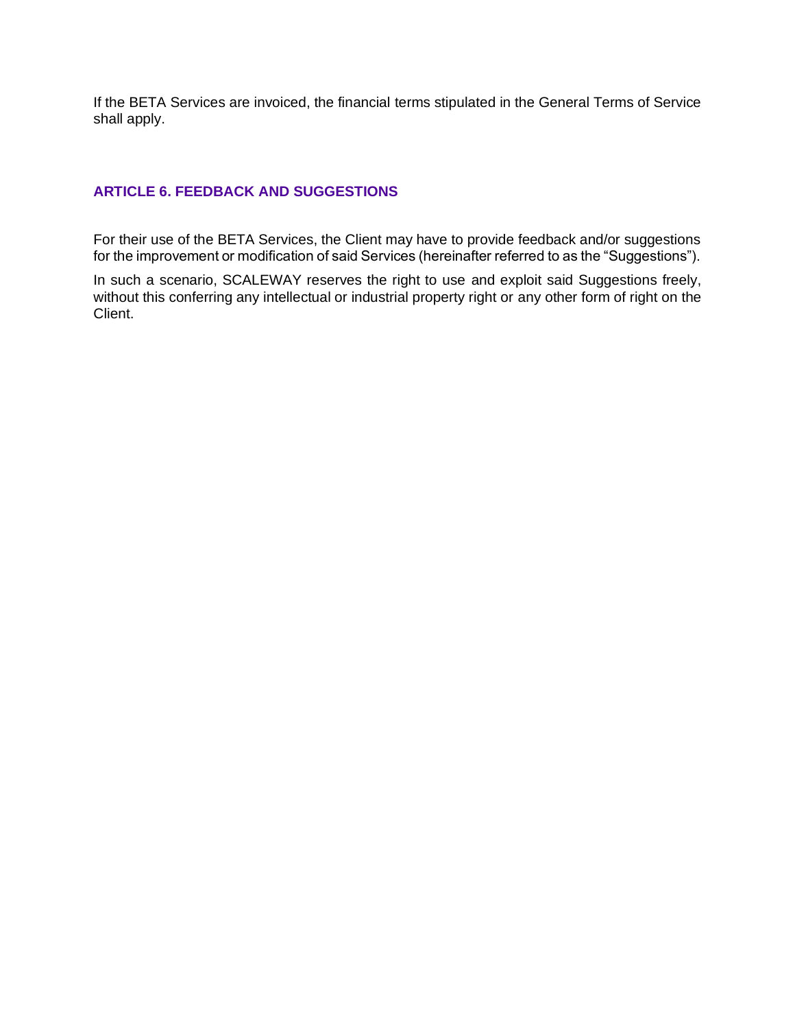If the BETA Services are invoiced, the financial terms stipulated in the General Terms of Service shall apply.

## ARTICLE 6. FEEDBACK AND SUGGESTIONS

For their use of the BETA Services, the Client may have to provide feedback and/or suggestions for the improvement or modification of said Services (hereinafter referred to as the "Suggestions").

In such a scenario, SCALEWAY reserves the right to use and exploit said Suggestions freely, without this conferring any intellectual or industrial property right or any other form of right on the Client.